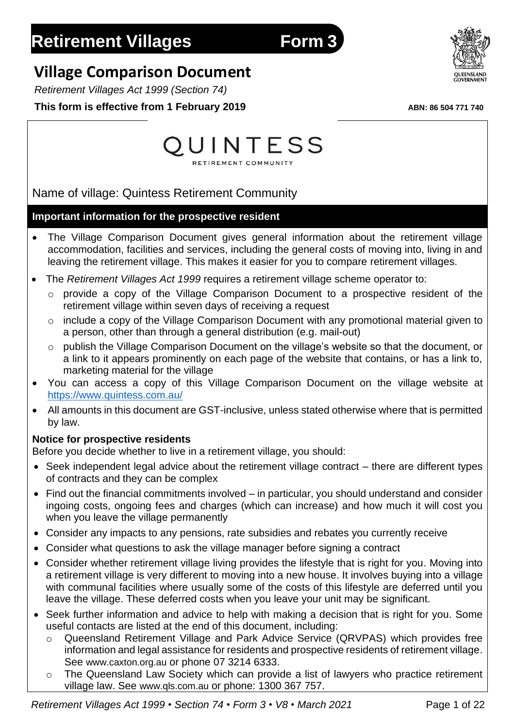# Retirement Villages Form 3

## Village Comparison Document

*Retirement Villages Act 1999 (Section 74)*

**This form is effective from 1 February 2019**

**ABN: 86 504 771 740**

QUINTESS
RETIREMENT COMMUNITY

Name of village: Quintess Retirement Community

### Important information for the prospective resident

- The Village Comparison Document gives general information about the retirement village accommodation, facilities and services, including the general costs of moving into, living in and leaving the retirement village. This makes it easier for you to compare retirement villages.
- The *Retirement Villages Act 1999* requires a retirement village scheme operator to:
  - provide a copy of the Village Comparison Document to a prospective resident of the retirement village within seven days of receiving a request
  - include a copy of the Village Comparison Document with any promotional material given to a person, other than through a general distribution (e.g. mail-out)
  - publish the Village Comparison Document on the village's website so that the document, or a link to it appears prominently on each page of the website that contains, or has a link to, marketing material for the village
- You can access a copy of this Village Comparison Document on the village website at https://www.quintess.com.au/
- All amounts in this document are GST-inclusive, unless stated otherwise where that is permitted by law.

**Notice for prospective residents**

Before you decide whether to live in a retirement village, you should:

- Seek independent legal advice about the retirement village contract – there are different types of contracts and they can be complex
- Find out the financial commitments involved – in particular, you should understand and consider ingoing costs, ongoing fees and charges (which can increase) and how much it will cost you when you leave the village permanently
- Consider any impacts to any pensions, rate subsidies and rebates you currently receive
- Consider what questions to ask the village manager before signing a contract
- Consider whether retirement village living provides the lifestyle that is right for you. Moving into a retirement village is very different to moving into a new house. It involves buying into a village with communal facilities where usually some of the costs of this lifestyle are deferred until you leave the village. These deferred costs when you leave your unit may be significant.
- Seek further information and advice to help with making a decision that is right for you. Some useful contacts are listed at the end of this document, including:
  - Queensland Retirement Village and Park Advice Service (QRVPAS) which provides free information and legal assistance for residents and prospective residents of retirement village. See www.caxton.org.au or phone 07 3214 6333.
  - The Queensland Law Society which can provide a list of lawyers who practice retirement village law. See www.qls.com.au or phone: 1300 367 757.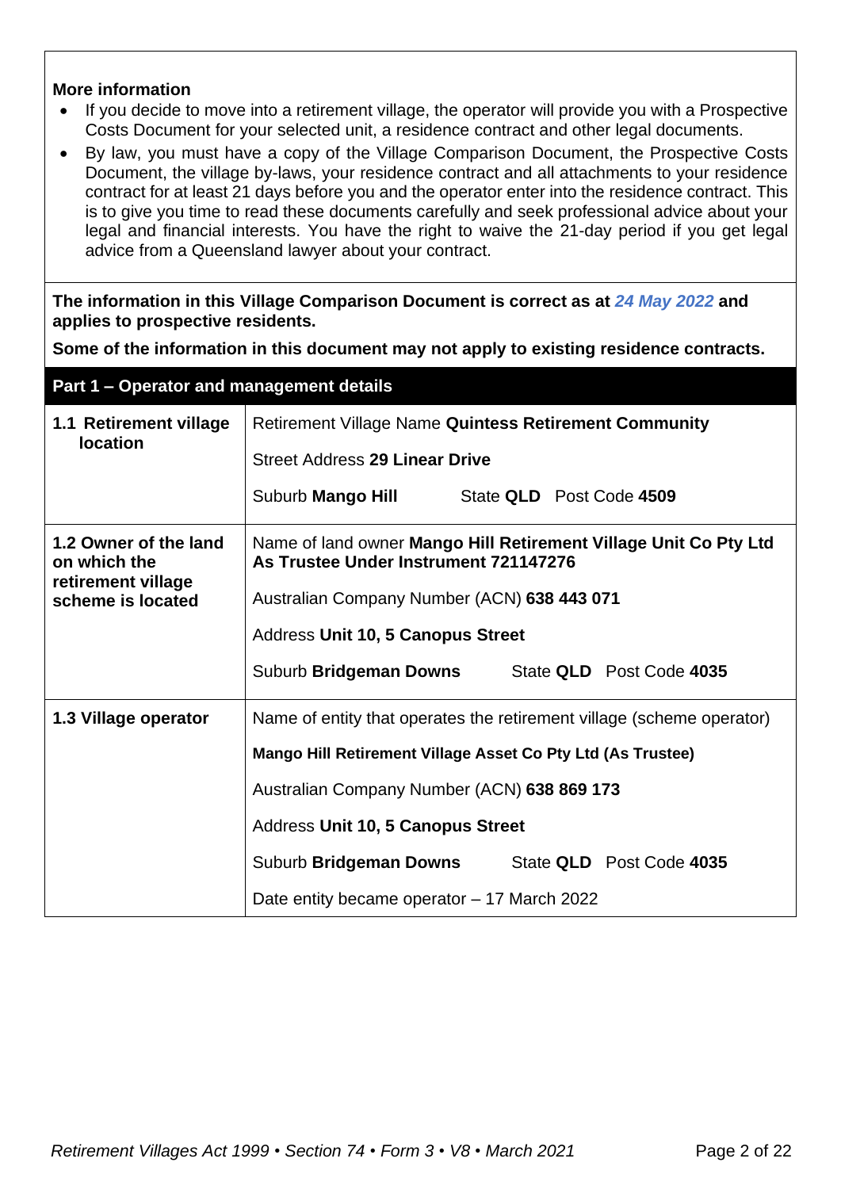**More information**

- If you decide to move into a retirement village, the operator will provide you with a Prospective Costs Document for your selected unit, a residence contract and other legal documents.
- By law, you must have a copy of the Village Comparison Document, the Prospective Costs Document, the village by-laws, your residence contract and all attachments to your residence contract for at least 21 days before you and the operator enter into the residence contract. This is to give you time to read these documents carefully and seek professional advice about your legal and financial interests. You have the right to waive the 21-day period if you get legal advice from a Queensland lawyer about your contract.

**The information in this Village Comparison Document is correct as at *24 May 2022* and applies to prospective residents.**

**Some of the information in this document may not apply to existing residence contracts.**

## Part 1 – Operator and management details

| | |
|---|---|
| **1.1 Retirement village location** | Retirement Village Name **Quintess Retirement Community**<br>Street Address **29 Linear Drive**<br>Suburb **Mango Hill** State **QLD** Post Code **4509** |
| **1.2 Owner of the land on which the retirement village scheme is located** | Name of land owner **Mango Hill Retirement Village Unit Co Pty Ltd As Trustee Under Instrument 721147276**<br>Australian Company Number (ACN) **638 443 071**<br>Address **Unit 10, 5 Canopus Street**<br>Suburb **Bridgeman Downs** State **QLD** Post Code **4035** |
| **1.3 Village operator** | Name of entity that operates the retirement village (scheme operator)<br>**Mango Hill Retirement Village Asset Co Pty Ltd (As Trustee)**<br>Australian Company Number (ACN) **638 869 173**<br>Address **Unit 10, 5 Canopus Street**<br>Suburb **Bridgeman Downs** State **QLD** Post Code **4035**<br>Date entity became operator – 17 March 2022 |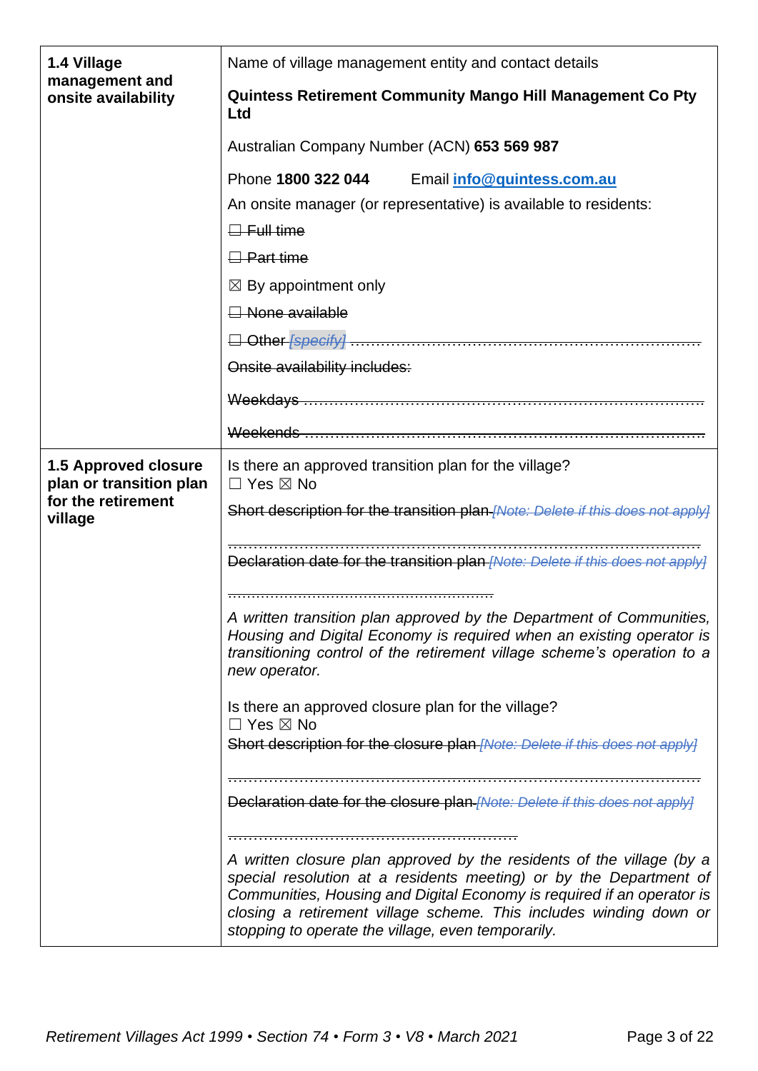| | |
|---|---|
| **1.4 Village management and onsite availability** | Name of village management entity and contact details<br><br>**Quintess Retirement Community Mango Hill Management Co Pty Ltd**<br><br>Australian Company Number (ACN) **653 569 987**<br><br>Phone **1800 322 044** Email **info@quintess.com.au**<br><br>An onsite manager (or representative) is available to residents:<br><br>~~☐ Full time~~<br><br>~~☐ Part time~~<br><br>☒ By appointment only<br><br>~~☐ None available~~<br><br>~~☐ Other *[specify]* ……………………………………………………………~~<br><br>~~Onsite availability includes:~~<br><br>~~Weekdays ………………………………………………………………………~~<br><br>~~Weekends ………………………………………………………………………~~ |
| **1.5 Approved closure plan or transition plan for the retirement village** | Is there an approved transition plan for the village?<br>☐ Yes ☒ No<br><br>~~Short description for the transition plan *[Note: Delete if this does not apply]*~~<br><br>~~……………………………………………………………………………………~~<br><br>~~Declaration date for the transition plan *[Note: Delete if this does not apply]*~~<br><br>~~………………………………………………~~<br><br>*A written transition plan approved by the Department of Communities, Housing and Digital Economy is required when an existing operator is transitioning control of the retirement village scheme's operation to a new operator.*<br><br>Is there an approved closure plan for the village?<br>☐ Yes ☒ No<br><br>~~Short description for the closure plan *[Note: Delete if this does not apply]*~~<br><br>~~……………………………………………………………………………………~~<br><br>~~Declaration date for the closure plan *[Note: Delete if this does not apply]*~~<br><br>~~………………………………………………~~<br><br>*A written closure plan approved by the residents of the village (by a special resolution at a residents meeting) or by the Department of Communities, Housing and Digital Economy is required if an operator is closing a retirement village scheme. This includes winding down or stopping to operate the village, even temporarily.* |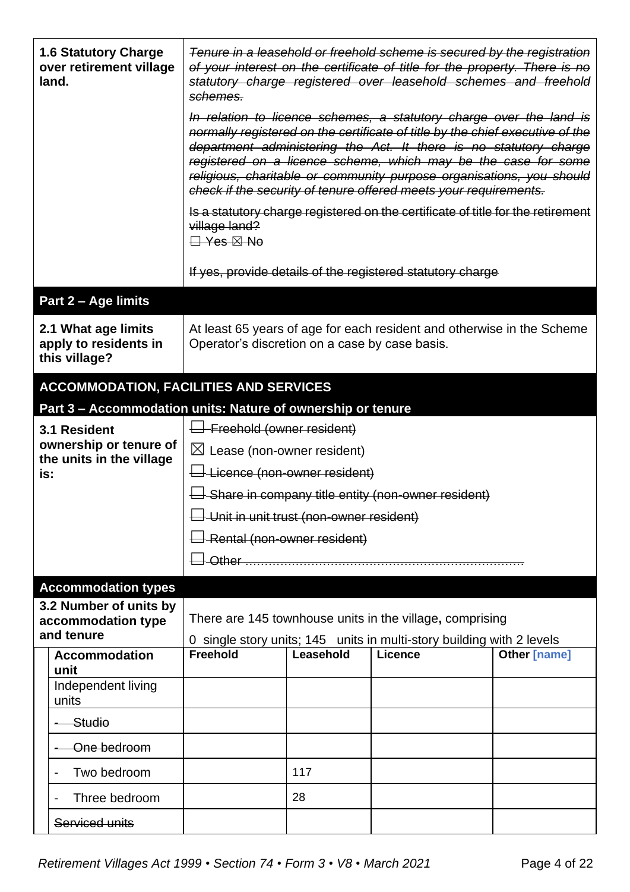| | |
|---|---|
| **1.6 Statutory Charge over retirement village land.** | ~~*Tenure in a leasehold or freehold scheme is secured by the registration of your interest on the certificate of title for the property. There is no statutory charge registered over leasehold schemes and freehold schemes.*~~<br><br>~~*In relation to licence schemes, a statutory charge over the land is normally registered on the certificate of title by the chief executive of the department administering the Act. It there is no statutory charge registered on a licence scheme, which may be the case for some religious, charitable or community purpose organisations, you should check if the security of tenure offered meets your requirements.*~~<br><br>~~Is a statutory charge registered on the certificate of title for the retirement village land?~~<br>~~☐ Yes ☒ No~~<br><br>~~If yes, provide details of the registered statutory charge~~ |
| **Part 2 – Age limits** | |
| **2.1 What age limits apply to residents in this village?** | At least 65 years of age for each resident and otherwise in the Scheme Operator's discretion on a case by case basis. |
| **ACCOMMODATION, FACILITIES AND SERVICES** | |
| **Part 3 – Accommodation units: Nature of ownership or tenure** | |
| **3.1 Resident ownership or tenure of the units in the village is:** | ~~☐ Freehold (owner resident)~~<br>☒ Lease (non-owner resident)<br>~~☐ Licence (non-owner resident)~~<br>~~☐ Share in company title entity (non-owner resident)~~<br>~~☐ Unit in unit trust (non-owner resident)~~<br>~~☐ Rental (non-owner resident)~~<br>~~☐ Other ......................................................................~~ |
| **Accommodation types** | |
| **3.2 Number of units by accommodation type and tenure** | There are 145 townhouse units in the village, comprising<br>0 single story units; 145 units in multi-story building with 2 levels |

| Accommodation unit | Freehold | Leasehold | Licence | Other [name] |
|---|---|---|---|---|
| Independent living units | | | | |
| ~~- Studio~~ | | | | |
| ~~- One bedroom~~ | | | | |
| - Two bedroom | | 117 | | |
| - Three bedroom | | 28 | | |
| ~~Serviced units~~ | | | | |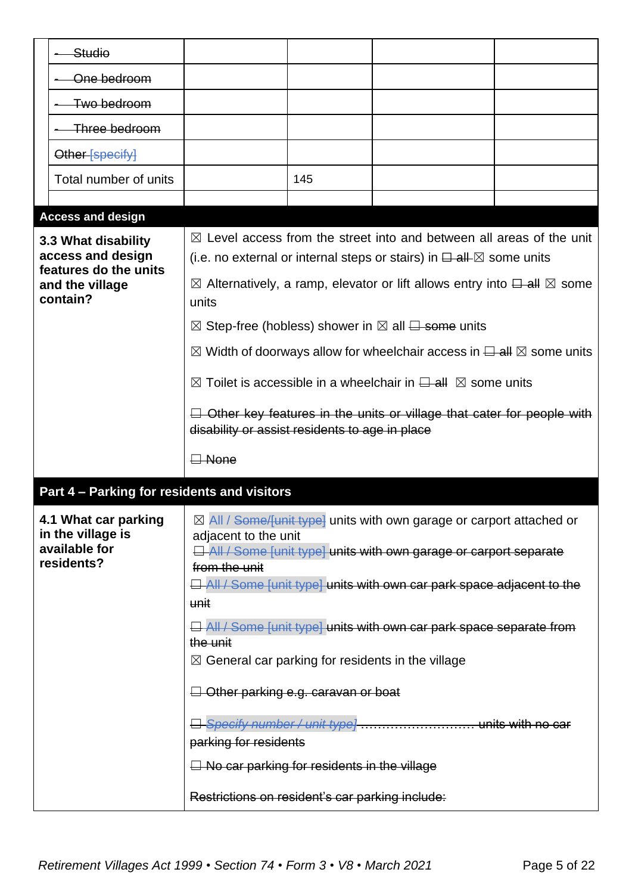| | | | | |
|---|---|---|---|---|
| ~~- Studio~~ | | | | |
| ~~- One bedroom~~ | | | | |
| ~~- Two bedroom~~ | | | | |
| ~~- Three bedroom~~ | | | | |
| ~~Other [specify]~~ | | | | |
| Total number of units | | 145 | | |
| | | | | |

| **Access and design** | |
|---|---|
| **3.3 What disability access and design features do the units and the village contain?** | ☒ Level access from the street into and between all areas of the unit (i.e. no external or internal steps or stairs) in ~~☐ all~~ ☒ some units<br><br>☒ Alternatively, a ramp, elevator or lift allows entry into ~~☐ all~~ ☒ some units<br><br>☒ Step-free (hobless) shower in ☒ all ~~☐ some~~ units<br><br>☒ Width of doorways allow for wheelchair access in ~~☐ all~~ ☒ some units<br><br>☒ Toilet is accessible in a wheelchair in ~~☐ all~~ ☒ some units<br><br>~~☐ Other key features in the units or village that cater for people with disability or assist residents to age in place~~<br><br>~~☐ None~~ |

| **Part 4 – Parking for residents and visitors** | |
|---|---|
| **4.1 What car parking in the village is available for residents?** | ☒ All / ~~Some/[unit type]~~ units with own garage or carport attached or adjacent to the unit<br>~~☐ All / Some [unit type] units with own garage or carport separate from the unit~~<br>~~☐ All / Some [unit type] units with own car park space adjacent to the unit~~<br><br>~~☐ All / Some [unit type] units with own car park space separate from the unit~~<br>☒ General car parking for residents in the village<br><br>~~☐ Other parking e.g. caravan or boat~~<br><br>~~☐ *Specify number / unit type* ……………………… units with no car parking for residents~~<br><br>~~☐ No car parking for residents in the village~~<br><br>~~Restrictions on resident's car parking include:~~ |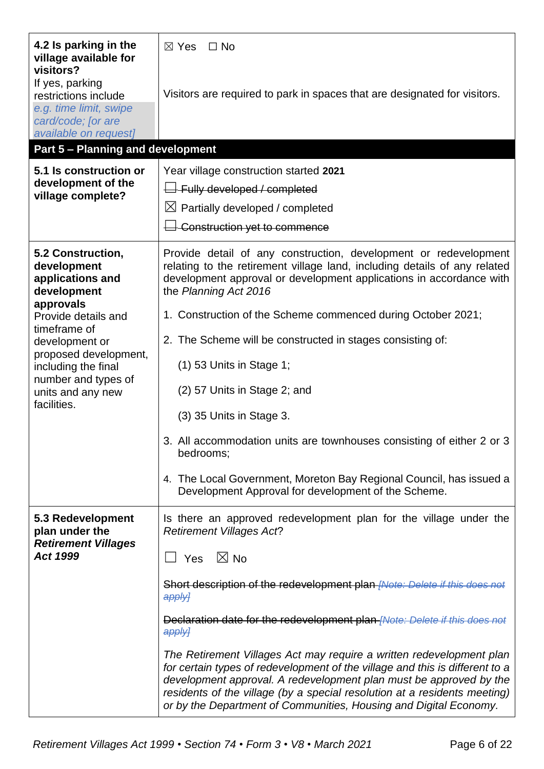| **4.2 Is parking in the village available for visitors?** If yes, parking restrictions include *e.g. time limit, swipe card/code; [or are available on request]* | ☒ Yes ☐ No<br><br>Visitors are required to park in spaces that are designated for visitors. |
|---|---|
| **Part 5 – Planning and development** | |
| **5.1 Is construction or development of the village complete?** | Year village construction started **2021**<br>~~☐ Fully developed / completed~~<br>☒ Partially developed / completed<br>~~☐ Construction yet to commence~~ |
| **5.2 Construction, development applications and development approvals** Provide details and timeframe of development or proposed development, including the final number and types of units and any new facilities. | Provide detail of any construction, development or redevelopment relating to the retirement village land, including details of any related development approval or development applications in accordance with the *Planning Act 2016*<br><br>1. Construction of the Scheme commenced during October 2021;<br><br>2. The Scheme will be constructed in stages consisting of:<br><br>(1) 53 Units in Stage 1;<br><br>(2) 57 Units in Stage 2; and<br><br>(3) 35 Units in Stage 3.<br><br>3. All accommodation units are townhouses consisting of either 2 or 3 bedrooms;<br><br>4. The Local Government, Moreton Bay Regional Council, has issued a Development Approval for development of the Scheme. |
| **5.3 Redevelopment plan under the *Retirement Villages Act 1999*** | Is there an approved redevelopment plan for the village under the *Retirement Villages Act*?<br><br>☐ Yes ☒ No<br><br>~~Short description of the redevelopment plan *[Note: Delete if this does not apply]*~~<br><br>~~Declaration date for the redevelopment plan *[Note: Delete if this does not apply]*~~<br><br>*The Retirement Villages Act may require a written redevelopment plan for certain types of redevelopment of the village and this is different to a development approval. A redevelopment plan must be approved by the residents of the village (by a special resolution at a residents meeting) or by the Department of Communities, Housing and Digital Economy.* |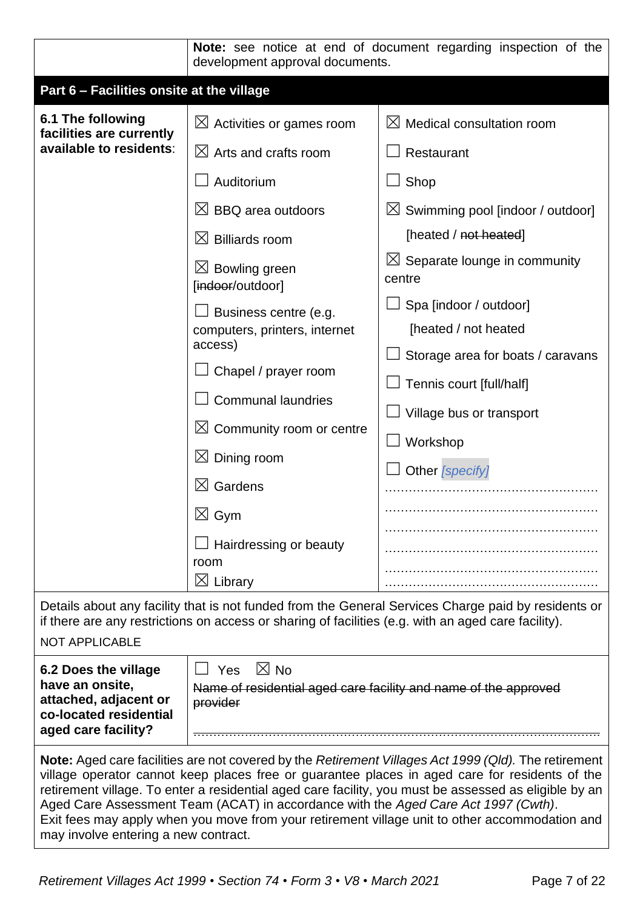| | **Note:** see notice at end of document regarding inspection of the development approval documents. |
|---|---|

## Part 6 – Facilities onsite at the village

**6.1 The following facilities are currently available to residents**:

- ☒ Activities or games room
- ☒ Arts and crafts room
- ☐ Auditorium
- ☒ BBQ area outdoors
- ☒ Billiards room
- ☒ Bowling green [~~indoor~~/outdoor]
- ☐ Business centre (e.g. computers, printers, internet access)
- ☐ Chapel / prayer room
- ☐ Communal laundries
- ☒ Community room or centre
- ☒ Dining room
- ☒ Gardens
- ☒ Gym
- ☐ Hairdressing or beauty room
- ☒ Library
- ☒ Medical consultation room
- ☐ Restaurant
- ☐ Shop
- ☒ Swimming pool [indoor / outdoor] [heated / ~~not heated~~]
- ☒ Separate lounge in community centre
- ☐ Spa [indoor / outdoor] [heated / not heated
- ☐ Storage area for boats / caravans
- ☐ Tennis court [full/half]
- ☐ Village bus or transport
- ☐ Workshop
- ☐ Other *[specify]* ...........................................................

Details about any facility that is not funded from the General Services Charge paid by residents or if there are any restrictions on access or sharing of facilities (e.g. with an aged care facility).

NOT APPLICABLE

**6.2 Does the village have an onsite, attached, adjacent or co-located residential aged care facility?**

☐ Yes ☒ No

~~Name of residential aged care facility and name of the approved provider~~

...........................................................

**Note:** Aged care facilities are not covered by the *Retirement Villages Act 1999 (Qld).* The retirement village operator cannot keep places free or guarantee places in aged care for residents of the retirement village. To enter a residential aged care facility, you must be assessed as eligible by an Aged Care Assessment Team (ACAT) in accordance with the *Aged Care Act 1997 (Cwth)*.
Exit fees may apply when you move from your retirement village unit to other accommodation and may involve entering a new contract.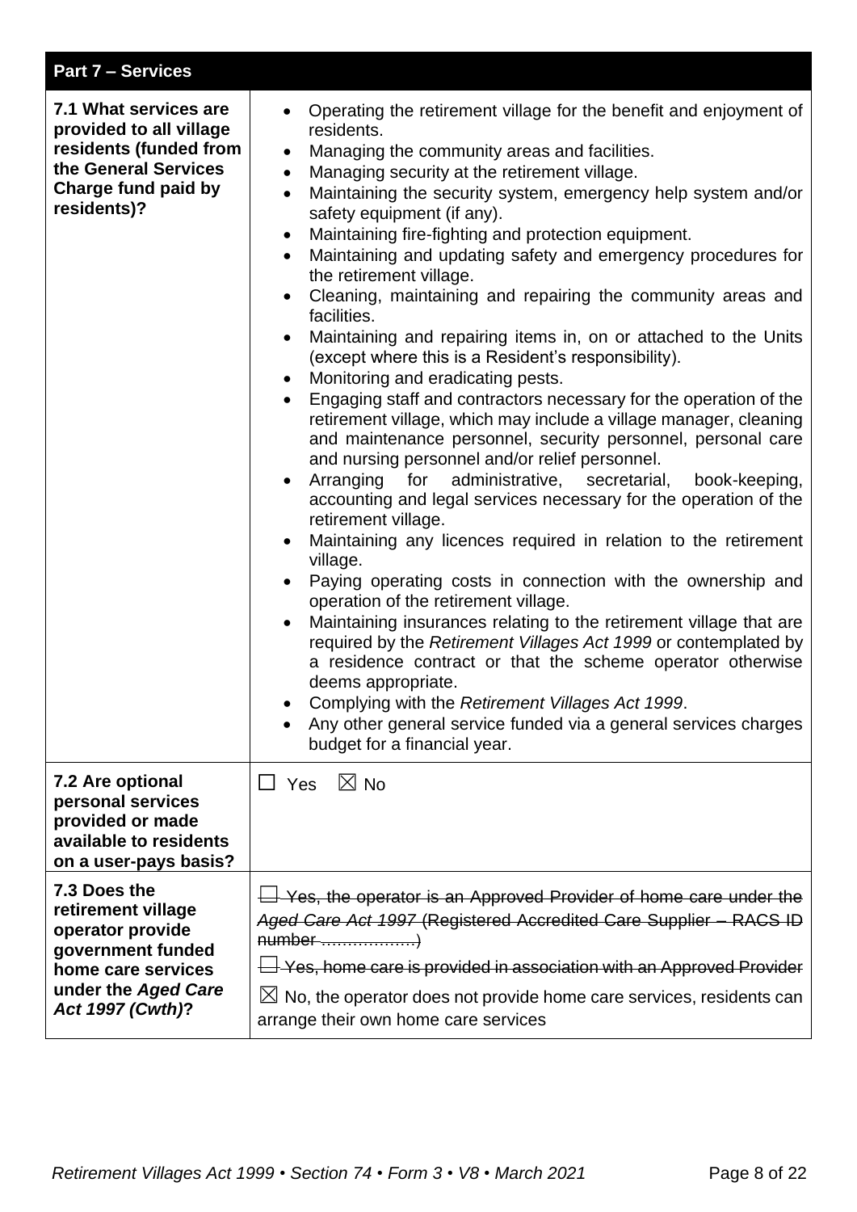| Part 7 – Services | |
|---|---|
| **7.1 What services are provided to all village residents (funded from the General Services Charge fund paid by residents)?** | • Operating the retirement village for the benefit and enjoyment of residents.<br>• Managing the community areas and facilities.<br>• Managing security at the retirement village.<br>• Maintaining the security system, emergency help system and/or safety equipment (if any).<br>• Maintaining fire-fighting and protection equipment.<br>• Maintaining and updating safety and emergency procedures for the retirement village.<br>• Cleaning, maintaining and repairing the community areas and facilities.<br>• Maintaining and repairing items in, on or attached to the Units (except where this is a Resident's responsibility).<br>• Monitoring and eradicating pests.<br>• Engaging staff and contractors necessary for the operation of the retirement village, which may include a village manager, cleaning and maintenance personnel, security personnel, personal care and nursing personnel and/or relief personnel.<br>• Arranging for administrative, secretarial, book-keeping, accounting and legal services necessary for the operation of the retirement village.<br>• Maintaining any licences required in relation to the retirement village.<br>• Paying operating costs in connection with the ownership and operation of the retirement village.<br>• Maintaining insurances relating to the retirement village that are required by the *Retirement Villages Act 1999* or contemplated by a residence contract or that the scheme operator otherwise deems appropriate.<br>• Complying with the *Retirement Villages Act 1999*.<br>• Any other general service funded via a general services charges budget for a financial year. |
| **7.2 Are optional personal services provided or made available to residents on a user-pays basis?** | ☐ Yes ☒ No |
| **7.3 Does the retirement village operator provide government funded home care services under the *Aged Care Act 1997 (Cwth)*?** | ~~☐ Yes, the operator is an Approved Provider of home care under the *Aged Care Act 1997* (Registered Accredited Care Supplier – RACS ID number ………………)~~<br>~~☐ Yes, home care is provided in association with an Approved Provider~~<br>☒ No, the operator does not provide home care services, residents can arrange their own home care services |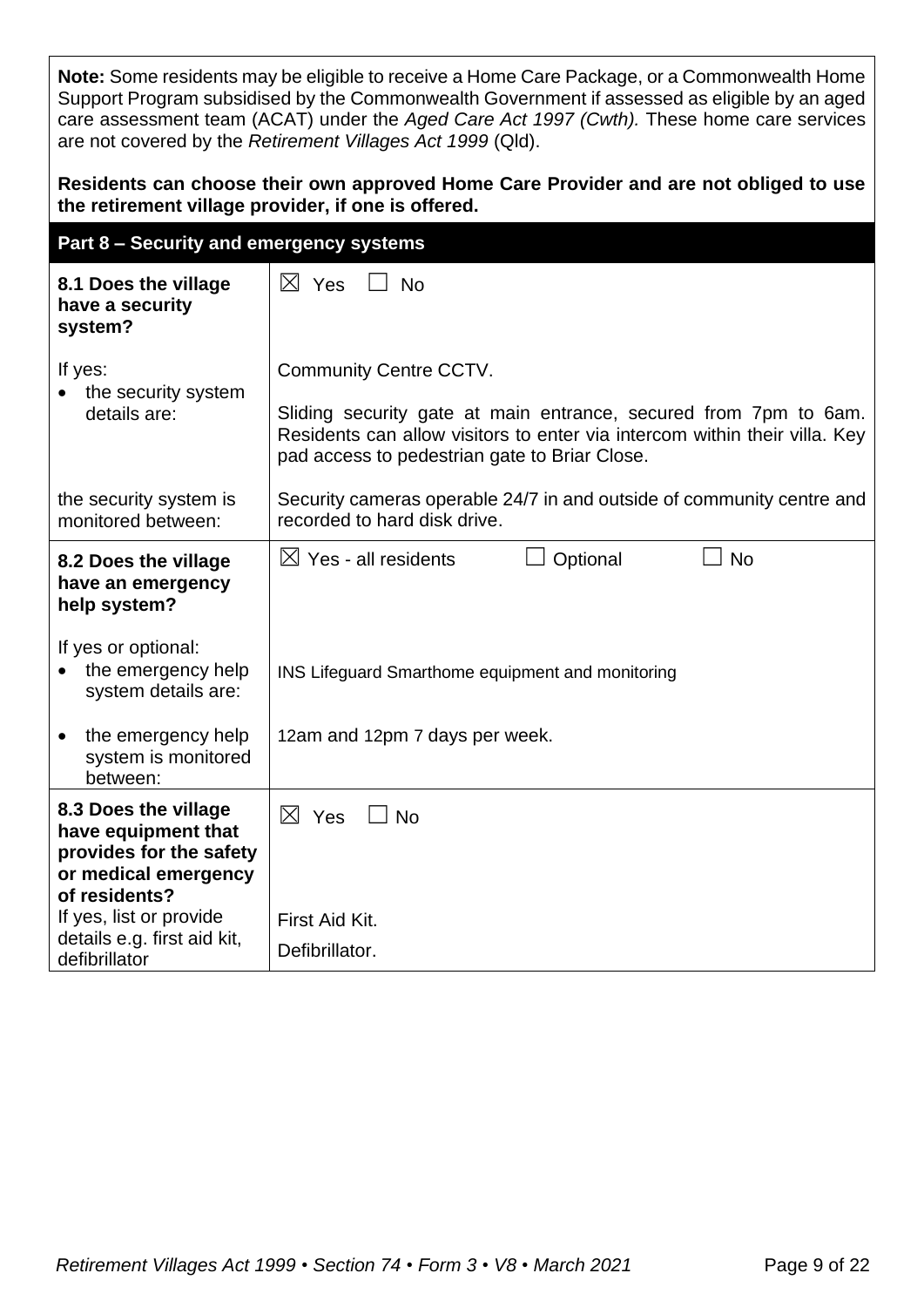**Note:** Some residents may be eligible to receive a Home Care Package, or a Commonwealth Home Support Program subsidised by the Commonwealth Government if assessed as eligible by an aged care assessment team (ACAT) under the *Aged Care Act 1997 (Cwth).* These home care services are not covered by the *Retirement Villages Act 1999* (Qld).

**Residents can choose their own approved Home Care Provider and are not obliged to use the retirement village provider, if one is offered.**

## Part 8 – Security and emergency systems

| | |
|---|---|
| **8.1 Does the village have a security system?** | ☒ Yes ☐ No |
| If yes:<br>• the security system details are: | Community Centre CCTV.<br><br>Sliding security gate at main entrance, secured from 7pm to 6am. Residents can allow visitors to enter via intercom within their villa. Key pad access to pedestrian gate to Briar Close. |
| the security system is monitored between: | Security cameras operable 24/7 in and outside of community centre and recorded to hard disk drive. |
| **8.2 Does the village have an emergency help system?** | ☒ Yes - all residents ☐ Optional ☐ No |
| If yes or optional:<br>• the emergency help system details are: | INS Lifeguard Smarthome equipment and monitoring |
| • the emergency help system is monitored between: | 12am and 12pm 7 days per week. |
| **8.3 Does the village have equipment that provides for the safety or medical emergency of residents?** | ☒ Yes ☐ No |
| If yes, list or provide details e.g. first aid kit, defibrillator | First Aid Kit.<br>Defibrillator. |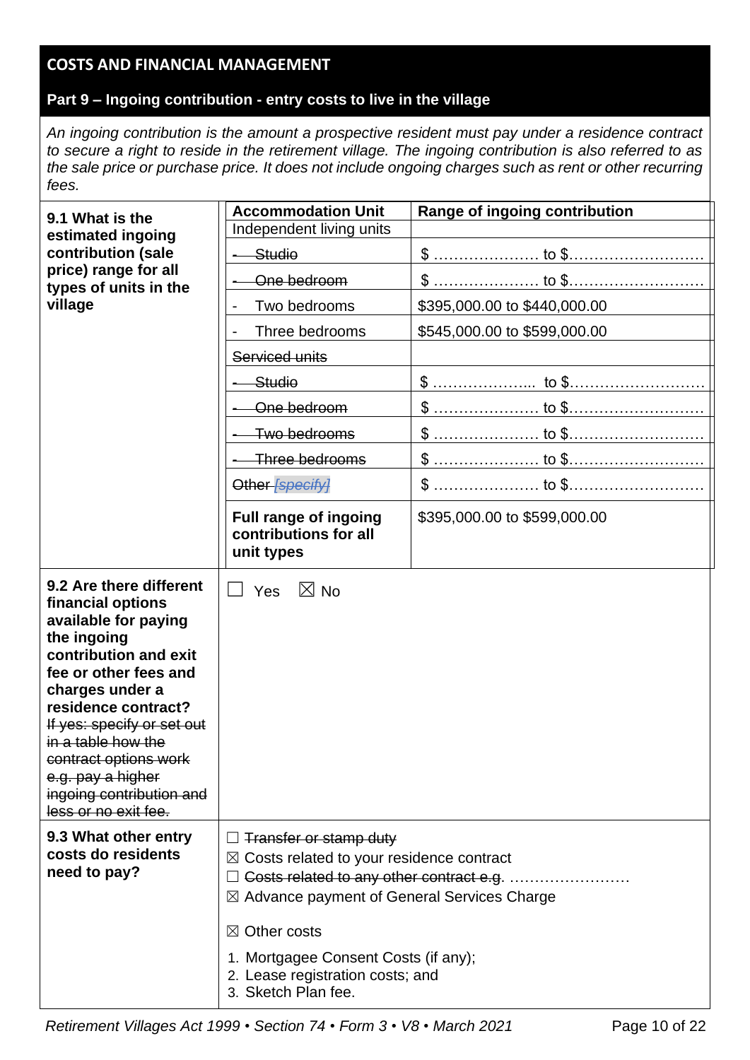## COSTS AND FINANCIAL MANAGEMENT

### Part 9 – Ingoing contribution - entry costs to live in the village

*An ingoing contribution is the amount a prospective resident must pay under a residence contract to secure a right to reside in the retirement village. The ingoing contribution is also referred to as the sale price or purchase price. It does not include ongoing charges such as rent or other recurring fees.*

| | Accommodation Unit | Range of ingoing contribution |
|---|---|---|
| **9.1 What is the estimated ingoing contribution (sale price) range for all types of units in the village** | Independent living units | |
| | ~~- Studio~~ | $ ………………… to $……………………… |
| | ~~- One bedroom~~ | $ ………………… to $……………………… |
| | - Two bedrooms | $395,000.00 to $440,000.00 |
| | - Three bedrooms | $545,000.00 to $599,000.00 |
| | ~~Serviced units~~ | |
| | ~~- Studio~~ | $ ………………... to $……………………… |
| | ~~- One bedroom~~ | $ ………………… to $……………………… |
| | ~~- Two bedrooms~~ | $ ………………… to $……………………… |
| | ~~- Three bedrooms~~ | $ ………………… to $……………………… |
| | ~~Other *[specify]*~~ | $ ………………… to $……………………… |
| | **Full range of ingoing contributions for all unit types** | $395,000.00 to $599,000.00 |

| | |
|---|---|
| **9.2 Are there different financial options available for paying the ingoing contribution and exit fee or other fees and charges under a residence contract?** ~~If yes: specify or set out in a table how the contract options work e.g. pay a higher ingoing contribution and less or no exit fee.~~ | ☐ Yes ☒ No |
| **9.3 What other entry costs do residents need to pay?** | ☐ ~~Transfer or stamp duty~~<br>☒ Costs related to your residence contract<br>☐ ~~Costs related to any other contract e.g.~~ ……………………<br>☒ Advance payment of General Services Charge<br><br>☒ Other costs<br><br>1. Mortgagee Consent Costs (if any);<br>2. Lease registration costs; and<br>3. Sketch Plan fee. |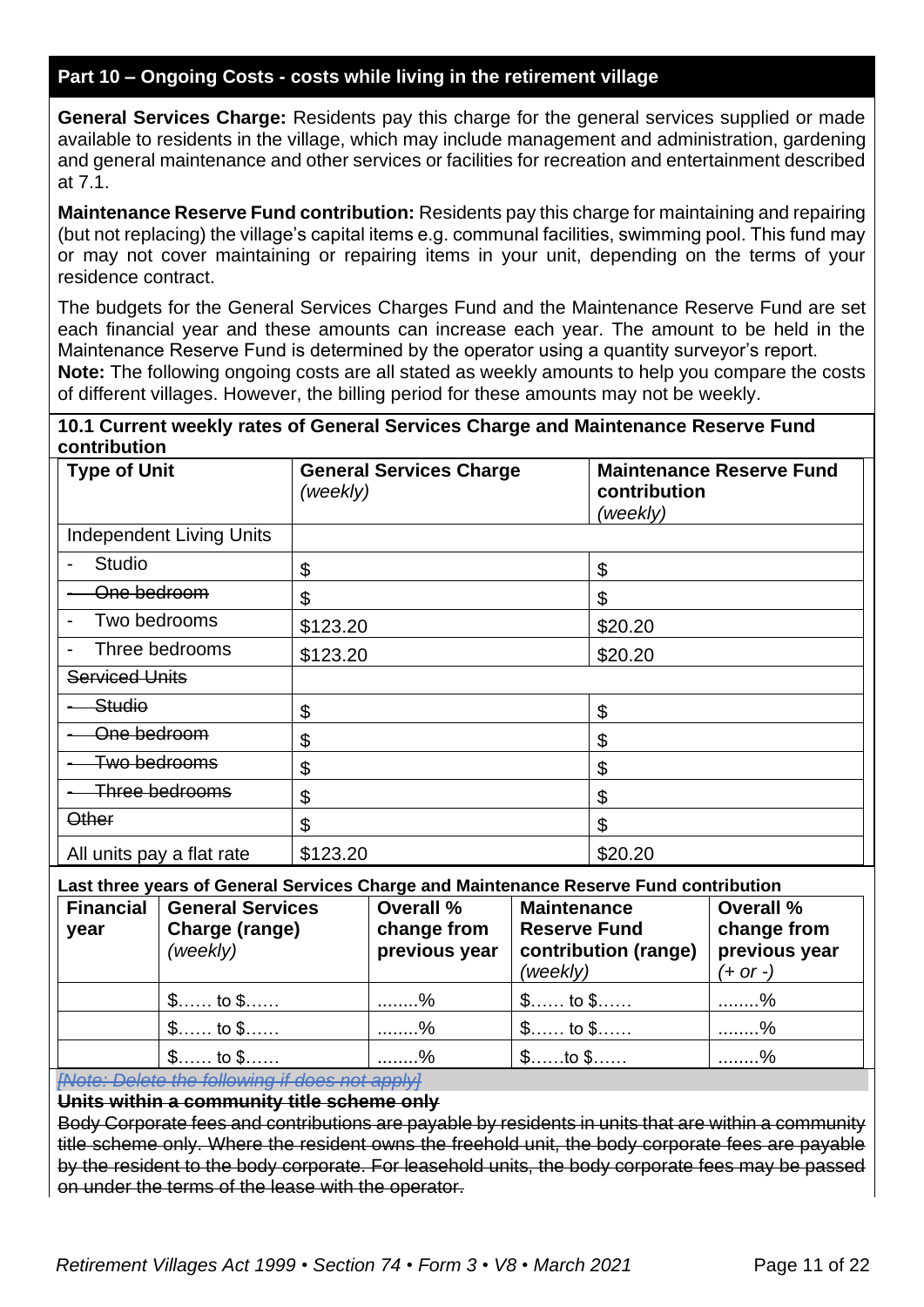## Part 10 – Ongoing Costs - costs while living in the retirement village

**General Services Charge:** Residents pay this charge for the general services supplied or made available to residents in the village, which may include management and administration, gardening and general maintenance and other services or facilities for recreation and entertainment described at 7.1.

**Maintenance Reserve Fund contribution:** Residents pay this charge for maintaining and repairing (but not replacing) the village's capital items e.g. communal facilities, swimming pool. This fund may or may not cover maintaining or repairing items in your unit, depending on the terms of your residence contract.

The budgets for the General Services Charges Fund and the Maintenance Reserve Fund are set each financial year and these amounts can increase each year. The amount to be held in the Maintenance Reserve Fund is determined by the operator using a quantity surveyor's report.

**Note:** The following ongoing costs are all stated as weekly amounts to help you compare the costs of different villages. However, the billing period for these amounts may not be weekly.

### 10.1 Current weekly rates of General Services Charge and Maintenance Reserve Fund contribution

| Type of Unit | General Services Charge *(weekly)* | Maintenance Reserve Fund contribution *(weekly)* |
|---|---|---|
| Independent Living Units | | |
| - Studio | $ | $ |
| ~~- One bedroom~~ | $ | $ |
| - Two bedrooms | $123.20 | $20.20 |
| - Three bedrooms | $123.20 | $20.20 |
| ~~Serviced Units~~ | | |
| ~~- Studio~~ | $ | $ |
| ~~- One bedroom~~ | $ | $ |
| ~~- Two bedrooms~~ | $ | $ |
| ~~- Three bedrooms~~ | $ | $ |
| ~~Other~~ | $ | $ |
| All units pay a flat rate | $123.20 | $20.20 |

**Last three years of General Services Charge and Maintenance Reserve Fund contribution**

| Financial year | General Services Charge (range) *(weekly)* | Overall % change from previous year | Maintenance Reserve Fund contribution (range) *(weekly)* | Overall % change from previous year *(+ or -)* |
|---|---|---|---|---|
| | $…… to $…… | ……..% | $…… to $…… | ……..% |
| | $…… to $…… | ……..% | $…… to $…… | ……..% |
| | $…… to $…… | ……..% | $……to $…… | ……..% |

~~*[Note: Delete the following if does not apply]*~~

~~**Units within a community title scheme only**~~

~~Body Corporate fees and contributions are payable by residents in units that are within a community title scheme only. Where the resident owns the freehold unit, the body corporate fees are payable by the resident to the body corporate. For leasehold units, the body corporate fees may be passed on under the terms of the lease with the operator.~~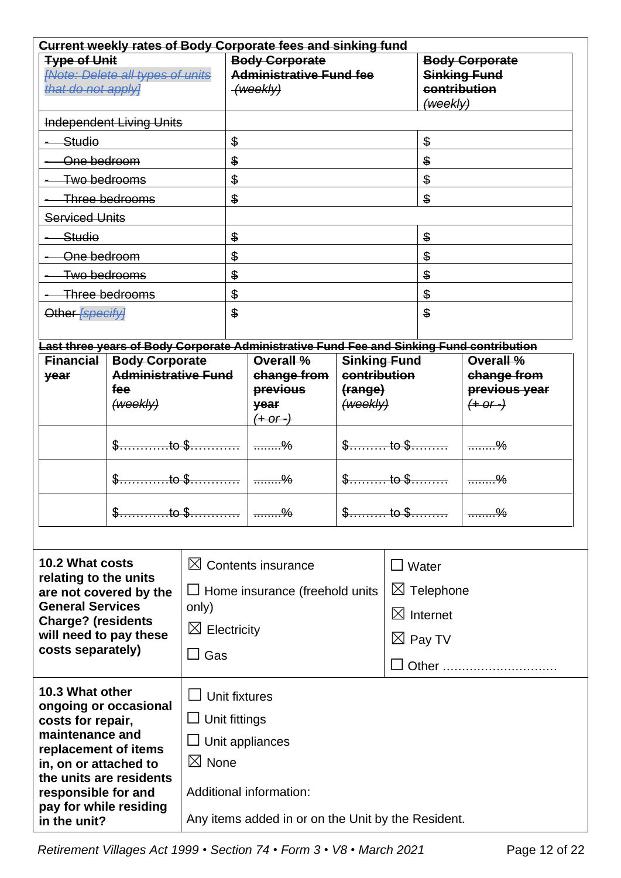~~**Current weekly rates of Body Corporate fees and sinking fund**~~

| ~~**Type of Unit**~~ ~~*[Note: Delete all types of units that do not apply]*~~ | ~~**Body Corporate Administrative Fund fee** *(weekly)*~~ | ~~**Body Corporate Sinking Fund contribution** *(weekly)*~~ |
|---|---|---|
| ~~Independent Living Units~~ | | |
| ~~- Studio~~ | ~~$~~ | ~~$~~ |
| ~~- One bedroom~~ | ~~$~~ | ~~$~~ |
| ~~- Two bedrooms~~ | ~~$~~ | ~~$~~ |
| ~~- Three bedrooms~~ | ~~$~~ | ~~$~~ |
| ~~Serviced Units~~ | | |
| ~~- Studio~~ | ~~$~~ | ~~$~~ |
| ~~- One bedroom~~ | ~~$~~ | ~~$~~ |
| ~~- Two bedrooms~~ | ~~$~~ | ~~$~~ |
| ~~- Three bedrooms~~ | ~~$~~ | ~~$~~ |
| ~~Other *[specify]*~~ | ~~$~~ | ~~$~~ |

~~**Last three years of Body Corporate Administrative Fund Fee and Sinking Fund contribution**~~

| ~~**Financial year**~~ | ~~**Body Corporate Administrative Fund fee** *(weekly)*~~ | ~~**Overall % change from previous year** *(+ or -)*~~ | ~~**Sinking Fund contribution (range)** *(weekly)*~~ | ~~**Overall % change from previous year** *(+ or -)*~~ |
|---|---|---|---|---|
| | ~~$…………to $…………~~ | ~~……..%~~ | ~~$………to $………~~ | ~~……..%~~ |
| | ~~$…………to $…………~~ | ~~……..%~~ | ~~$………to $………~~ | ~~……..%~~ |
| | ~~$…………to $…………~~ | ~~……..%~~ | ~~$………to $………~~ | ~~……..%~~ |

| | | |
|---|---|---|
| **10.2 What costs relating to the units are not covered by the General Services Charge? (residents will need to pay these costs separately)** | ☒ Contents insurance<br>☐ Home insurance (freehold units only)<br>☒ Electricity<br>☐ Gas | ☐ Water<br>☒ Telephone<br>☒ Internet<br>☒ Pay TV<br>☐ Other ………………………… |
| **10.3 What other ongoing or occasional costs for repair, maintenance and replacement of items in, on or attached to the units are residents responsible for and pay for while residing in the unit?** | ☐ Unit fixtures<br>☐ Unit fittings<br>☐ Unit appliances<br>☒ None<br><br>Additional information:<br><br>Any items added in or on the Unit by the Resident. | |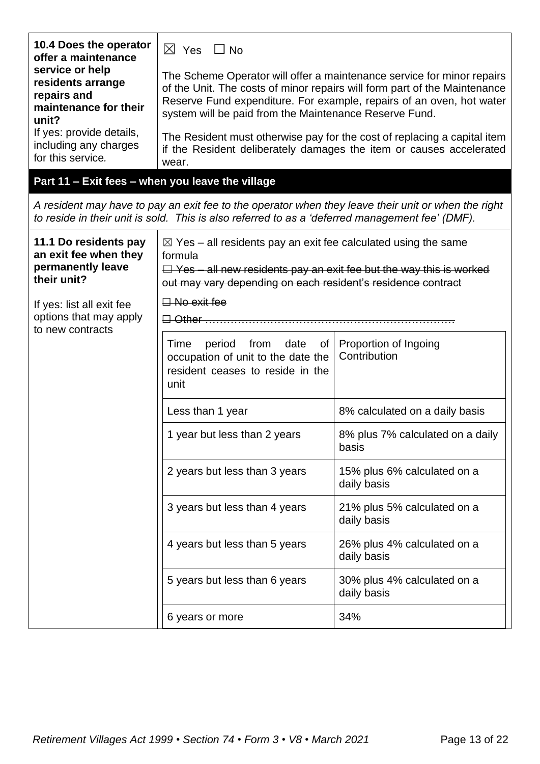| **10.4 Does the operator offer a maintenance service or help residents arrange repairs and maintenance for their unit?** If yes: provide details, including any charges for this service. | ☒ Yes ☐ No<br><br>The Scheme Operator will offer a maintenance service for minor repairs of the Unit. The costs of minor repairs will form part of the Maintenance Reserve Fund expenditure. For example, repairs of an oven, hot water system will be paid from the Maintenance Reserve Fund.<br><br>The Resident must otherwise pay for the cost of replacing a capital item if the Resident deliberately damages the item or causes accelerated wear. |
|---|---|

## Part 11 – Exit fees – when you leave the village

*A resident may have to pay an exit fee to the operator when they leave their unit or when the right to reside in their unit is sold. This is also referred to as a 'deferred management fee' (DMF).*

**11.1 Do residents pay an exit fee when they permanently leave their unit?**

If yes: list all exit fee options that may apply to new contracts

☒ Yes – all residents pay an exit fee calculated using the same formula

~~☐ Yes – all new residents pay an exit fee but the way this is worked out may vary depending on each resident's residence contract~~

~~☐ No exit fee~~

~~☐ Other ………………………………………………………………~~

| Time period from date of occupation of unit to the date the resident ceases to reside in the unit | Proportion of Ingoing Contribution |
|---|---|
| Less than 1 year | 8% calculated on a daily basis |
| 1 year but less than 2 years | 8% plus 7% calculated on a daily basis |
| 2 years but less than 3 years | 15% plus 6% calculated on a daily basis |
| 3 years but less than 4 years | 21% plus 5% calculated on a daily basis |
| 4 years but less than 5 years | 26% plus 4% calculated on a daily basis |
| 5 years but less than 6 years | 30% plus 4% calculated on a daily basis |
| 6 years or more | 34% |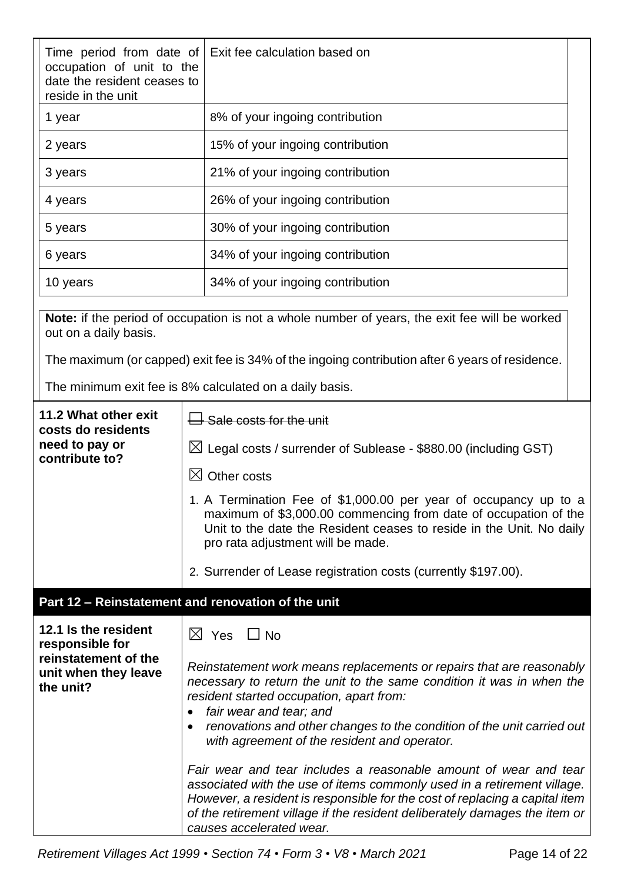| Time period from date of occupation of unit to the date the resident ceases to reside in the unit | Exit fee calculation based on |
|---|---|
| 1 year | 8% of your ingoing contribution |
| 2 years | 15% of your ingoing contribution |
| 3 years | 21% of your ingoing contribution |
| 4 years | 26% of your ingoing contribution |
| 5 years | 30% of your ingoing contribution |
| 6 years | 34% of your ingoing contribution |
| 10 years | 34% of your ingoing contribution |

**Note:** if the period of occupation is not a whole number of years, the exit fee will be worked out on a daily basis.

The maximum (or capped) exit fee is 34% of the ingoing contribution after 6 years of residence.

The minimum exit fee is 8% calculated on a daily basis.

| | |
|---|---|
| **11.2 What other exit costs do residents need to pay or contribute to?** | ☐ ~~Sale costs for the unit~~<br><br>☒ Legal costs / surrender of Sublease - $880.00 (including GST)<br><br>☒ Other costs<br><br>1. A Termination Fee of $1,000.00 per year of occupancy up to a maximum of $3,000.00 commencing from date of occupation of the Unit to the date the Resident ceases to reside in the Unit. No daily pro rata adjustment will be made.<br><br>2. Surrender of Lease registration costs (currently $197.00). |

## Part 12 – Reinstatement and renovation of the unit

| | |
|---|---|
| **12.1 Is the resident responsible for reinstatement of the unit when they leave the unit?** | ☒ Yes ☐ No<br><br>*Reinstatement work means replacements or repairs that are reasonably necessary to return the unit to the same condition it was in when the resident started occupation, apart from:*<br>• *fair wear and tear; and*<br>• *renovations and other changes to the condition of the unit carried out with agreement of the resident and operator.*<br><br>*Fair wear and tear includes a reasonable amount of wear and tear associated with the use of items commonly used in a retirement village. However, a resident is responsible for the cost of replacing a capital item of the retirement village if the resident deliberately damages the item or causes accelerated wear.* |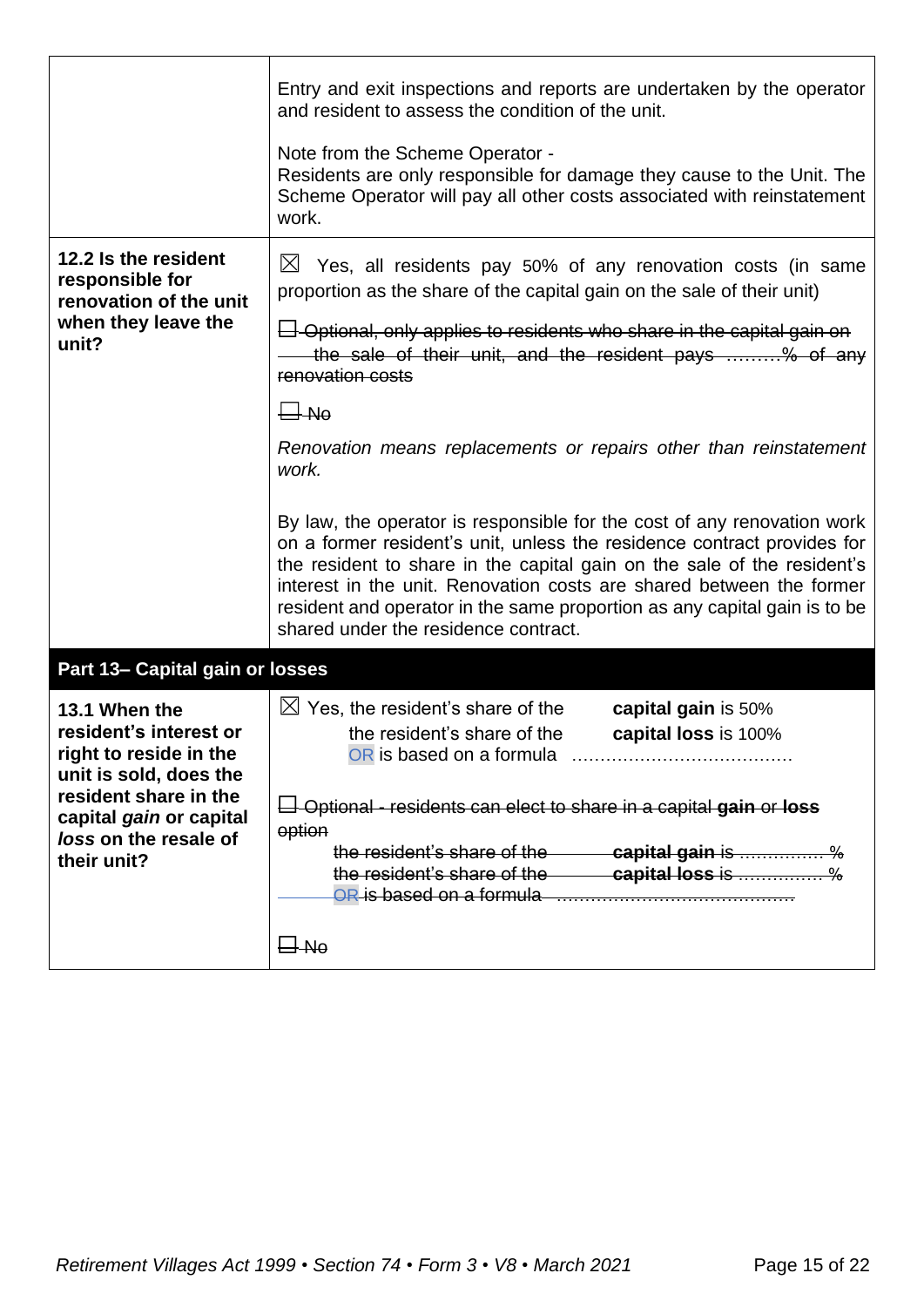| | |
|---|---|
| | Entry and exit inspections and reports are undertaken by the operator and resident to assess the condition of the unit.<br><br>Note from the Scheme Operator -<br>Residents are only responsible for damage they cause to the Unit. The Scheme Operator will pay all other costs associated with reinstatement work. |
| **12.2 Is the resident responsible for renovation of the unit when they leave the unit?** | ☒ Yes, all residents pay 50% of any renovation costs (in same proportion as the share of the capital gain on the sale of their unit)<br><br>~~☐ Optional, only applies to residents who share in the capital gain on the sale of their unit, and the resident pays ………% of any renovation costs~~<br><br>~~☐ No~~<br><br>*Renovation means replacements or repairs other than reinstatement work.*<br><br>By law, the operator is responsible for the cost of any renovation work on a former resident's unit, unless the residence contract provides for the resident to share in the capital gain on the sale of the resident's interest in the unit. Renovation costs are shared between the former resident and operator in the same proportion as any capital gain is to be shared under the residence contract. |
| **Part 13– Capital gain or losses** | |
| **13.1 When the resident's interest or right to reside in the unit is sold, does the resident share in the capital *gain* or capital *loss* on the resale of their unit?** | ☒ Yes, the resident's share of the **capital gain** is 50%<br>the resident's share of the **capital loss** is 100%<br>OR is based on a formula ………………………………<br><br>~~☐ Optional - residents can elect to share in a capital **gain** or **loss** option~~<br>~~the resident's share of the **capital gain** is …………… %~~<br>~~the resident's share of the **capital loss** is …………… %~~<br>~~OR is based on a formula ……………………………………~~<br><br>~~☐ No~~ |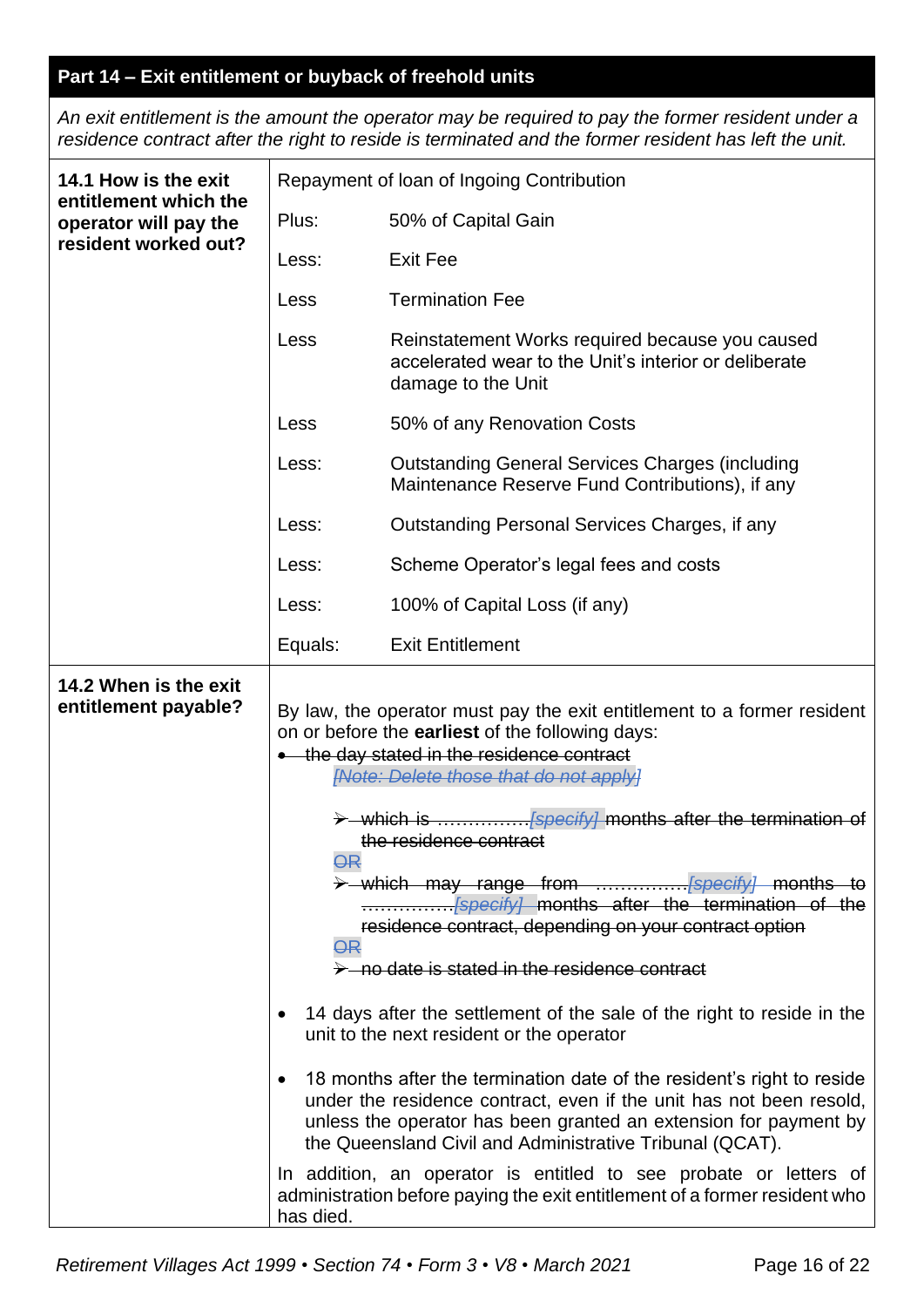## Part 14 – Exit entitlement or buyback of freehold units

*An exit entitlement is the amount the operator may be required to pay the former resident under a residence contract after the right to reside is terminated and the former resident has left the unit.*

| **14.1 How is the exit entitlement which the operator will pay the resident worked out?** | Repayment of loan of Ingoing Contribution | |
|---|---|---|
| | Plus: | 50% of Capital Gain |
| | Less: | Exit Fee |
| | Less | Termination Fee |
| | Less | Reinstatement Works required because you caused accelerated wear to the Unit's interior or deliberate damage to the Unit |
| | Less | 50% of any Renovation Costs |
| | Less: | Outstanding General Services Charges (including Maintenance Reserve Fund Contributions), if any |
| | Less: | Outstanding Personal Services Charges, if any |
| | Less: | Scheme Operator's legal fees and costs |
| | Less: | 100% of Capital Loss (if any) |
| | Equals: | Exit Entitlement |

**14.2 When is the exit entitlement payable?**

By law, the operator must pay the exit entitlement to a former resident on or before the **earliest** of the following days:

- ~~the day stated in the residence contract~~
  ~~*[Note: Delete those that do not apply]*~~
  - ~~which is ……………*[specify]* months after the termination of the residence contract~~
  ~~OR~~
  - ~~which may range from ……………*[specify]* months to ……………*[specify]* months after the termination of the residence contract, depending on your contract option~~
  ~~OR~~
  - ~~no date is stated in the residence contract~~
- 14 days after the settlement of the sale of the right to reside in the unit to the next resident or the operator
- 18 months after the termination date of the resident's right to reside under the residence contract, even if the unit has not been resold, unless the operator has been granted an extension for payment by the Queensland Civil and Administrative Tribunal (QCAT).

In addition, an operator is entitled to see probate or letters of administration before paying the exit entitlement of a former resident who has died.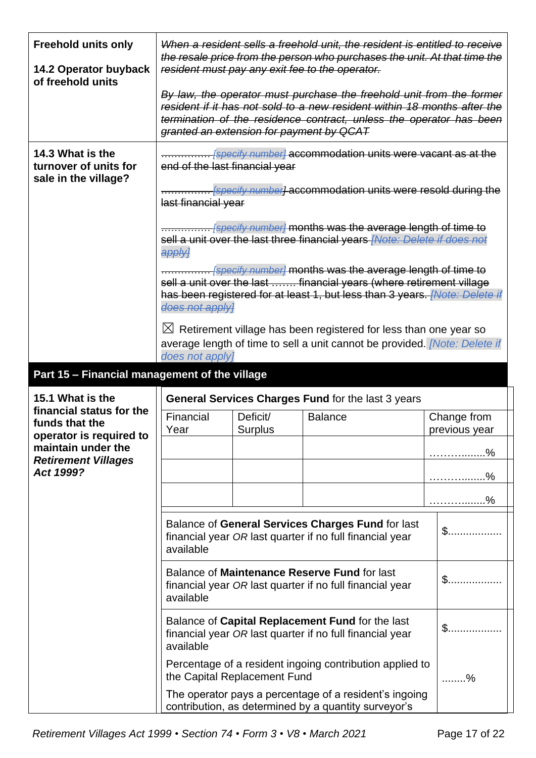| | |
|---|---|
| **Freehold units only**<br><br>**14.2 Operator buyback of freehold units** | ~~*When a resident sells a freehold unit, the resident is entitled to receive the resale price from the person who purchases the unit. At that time the resident must pay any exit fee to the operator.*~~<br><br>~~*By law, the operator must purchase the freehold unit from the former resident if it has not sold to a new resident within 18 months after the termination of the residence contract, unless the operator has been granted an extension for payment by QCAT*~~ |
| **14.3 What is the turnover of units for sale in the village?** | ~~…………… *[specify number]* accommodation units were vacant as at the end of the last financial year~~<br><br>~~…………… *[specify number]* accommodation units were resold during the last financial year~~<br><br>~~…………… *[specify number]* months was the average length of time to sell a unit over the last three financial years *[Note: Delete if does not apply]*~~<br><br>~~…………… *[specify number]* months was the average length of time to sell a unit over the last ……. financial years (where retirement village has been registered for at least 1, but less than 3 years. *[Note: Delete if does not apply]*~~<br><br>☒ Retirement village has been registered for less than one year so average length of time to sell a unit cannot be provided. *[Note: Delete if does not apply]* |

## Part 15 – Financial management of the village

**15.1 What is the financial status for the funds that the operator is required to maintain under the *Retirement Villages Act 1999*?**

**General Services Charges Fund** for the last 3 years

| Financial Year | Deficit/ Surplus | Balance | Change from previous year |
|---|---|---|---|
| | | | ……….......% |
| | | | ……….......% |
| | | | ……….......% |

| | |
|---|---|
| Balance of **General Services Charges Fund** for last financial year *OR* last quarter if no full financial year available | $................. |
| Balance of **Maintenance Reserve Fund** for last financial year *OR* last quarter if no full financial year available | $................. |
| Balance of **Capital Replacement Fund** for the last financial year *OR* last quarter if no full financial year available | $................. |
| Percentage of a resident ingoing contribution applied to the Capital Replacement Fund<br><br>The operator pays a percentage of a resident's ingoing contribution, as determined by a quantity surveyor's | ........% |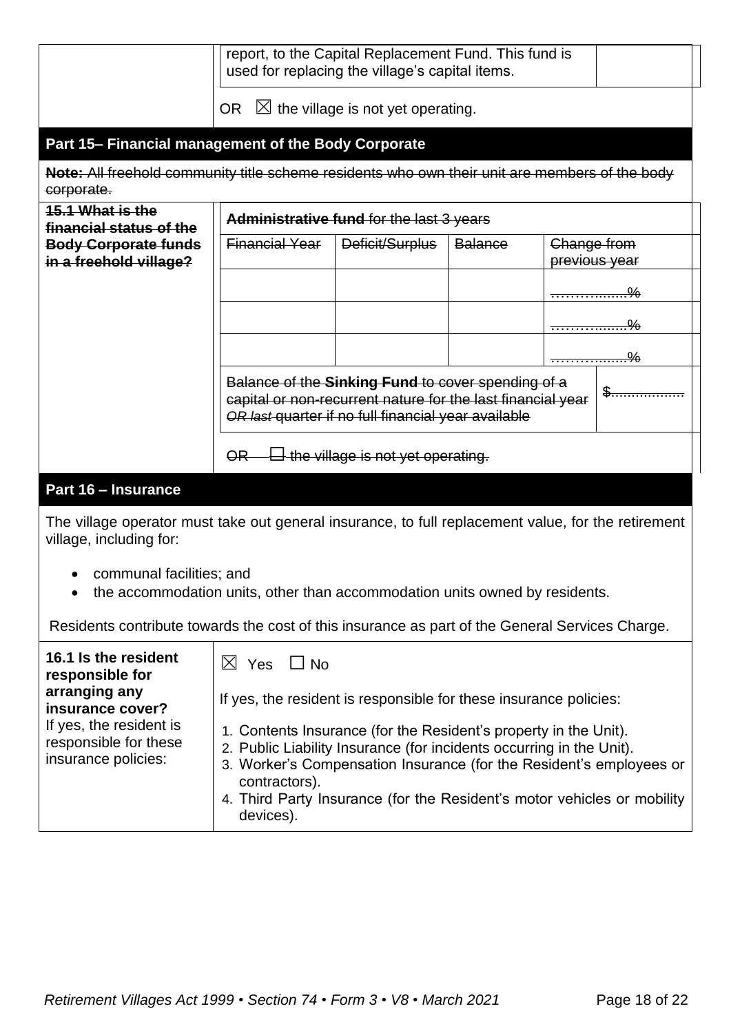| | report, to the Capital Replacement Fund. This fund is used for replacing the village's capital items. | |
|---|---|---|
| | OR ☒ the village is not yet operating. | |

## Part 15– Financial management of the Body Corporate

~~**Note:** All freehold community title scheme residents who own their unit are members of the body corporate.~~

| ~~**15.1 What is the financial status of the Body Corporate funds in a freehold village?**~~ | ~~**Administrative fund** for the last 3 years~~ | | | |
|---|---|---|---|---|
| | ~~Financial Year~~ | ~~Deficit/Surplus~~ | ~~Balance~~ | ~~Change from previous year~~ |
| | | | | ~~……….......%~~ |
| | | | | ~~……….......%~~ |
| | | | | ~~……….......%~~ |
| | ~~Balance of the **Sinking Fund** to cover spending of a capital or non-recurrent nature for the last financial year *OR last* quarter if no full financial year available~~ | | | ~~$..................~~ |
| | ~~OR ☐ the village is not yet operating.~~ | | | |

## Part 16 – Insurance

The village operator must take out general insurance, to full replacement value, for the retirement village, including for:

- communal facilities; and
- the accommodation units, other than accommodation units owned by residents.

Residents contribute towards the cost of this insurance as part of the General Services Charge.

| **16.1 Is the resident responsible for arranging any insurance cover?** If yes, the resident is responsible for these insurance policies: | ☒ Yes ☐ No<br><br>If yes, the resident is responsible for these insurance policies:<br><br>1. Contents Insurance (for the Resident's property in the Unit).<br>2. Public Liability Insurance (for incidents occurring in the Unit).<br>3. Worker's Compensation Insurance (for the Resident's employees or contractors).<br>4. Third Party Insurance (for the Resident's motor vehicles or mobility devices). |
|---|---|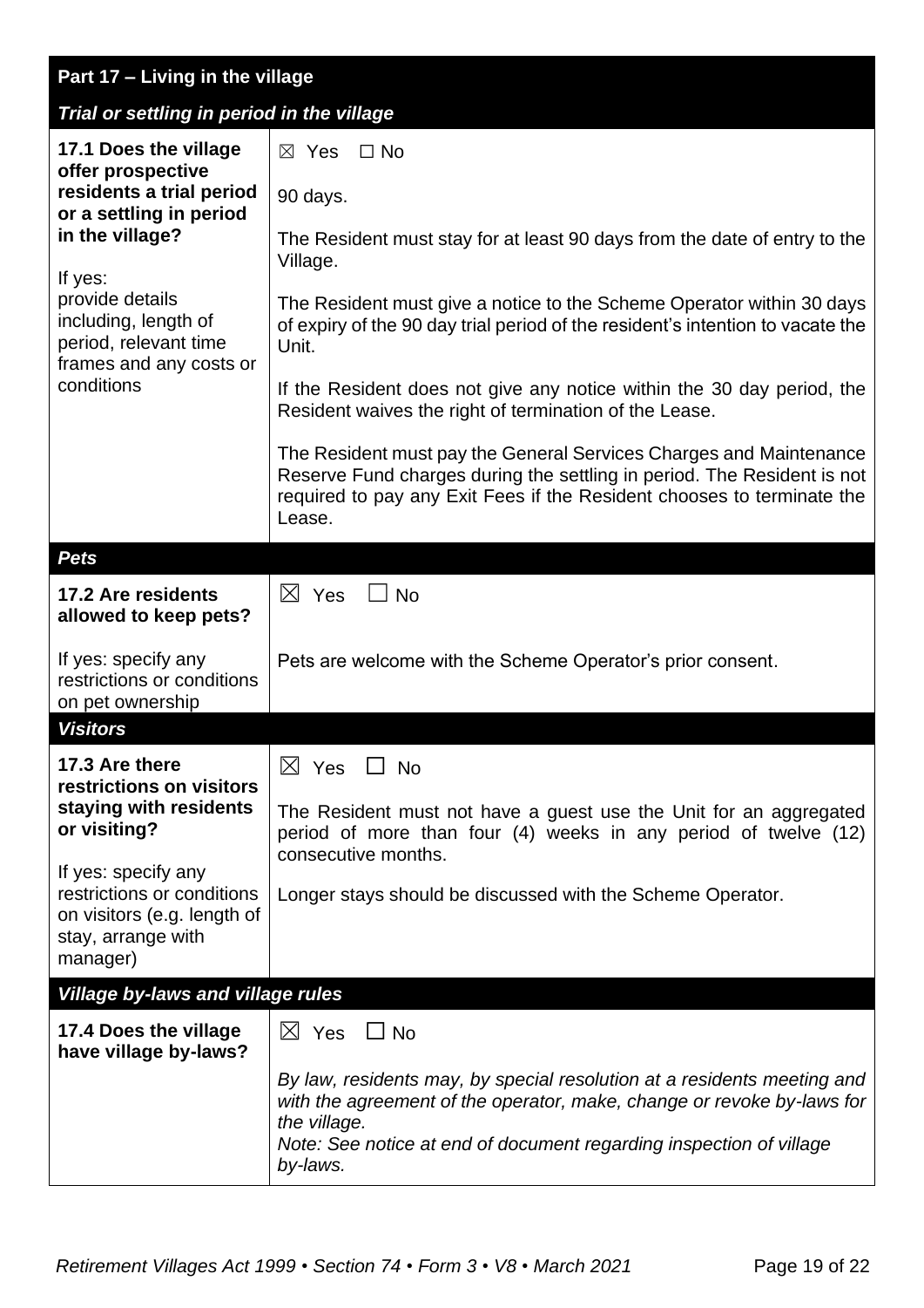## Part 17 – Living in the village

### *Trial or settling in period in the village*

| | |
|---|---|
| **17.1 Does the village offer prospective residents a trial period or a settling in period in the village?**<br><br>If yes:<br>provide details including, length of period, relevant time frames and any costs or conditions | ☒ Yes ☐ No<br><br>90 days.<br><br>The Resident must stay for at least 90 days from the date of entry to the Village.<br><br>The Resident must give a notice to the Scheme Operator within 30 days of expiry of the 90 day trial period of the resident's intention to vacate the Unit.<br><br>If the Resident does not give any notice within the 30 day period, the Resident waives the right of termination of the Lease.<br><br>The Resident must pay the General Services Charges and Maintenance Reserve Fund charges during the settling in period. The Resident is not required to pay any Exit Fees if the Resident chooses to terminate the Lease. |

### *Pets*

| | |
|---|---|
| **17.2 Are residents allowed to keep pets?**<br><br>If yes: specify any restrictions or conditions on pet ownership | ☒ Yes ☐ No<br><br>Pets are welcome with the Scheme Operator's prior consent. |

### *Visitors*

| | |
|---|---|
| **17.3 Are there restrictions on visitors staying with residents or visiting?**<br><br>If yes: specify any restrictions or conditions on visitors (e.g. length of stay, arrange with manager) | ☒ Yes ☐ No<br><br>The Resident must not have a guest use the Unit for an aggregated period of more than four (4) weeks in any period of twelve (12) consecutive months.<br><br>Longer stays should be discussed with the Scheme Operator. |

### *Village by-laws and village rules*

| | |
|---|---|
| **17.4 Does the village have village by-laws?** | ☒ Yes ☐ No<br><br>*By law, residents may, by special resolution at a residents meeting and with the agreement of the operator, make, change or revoke by-laws for the village.*<br>*Note: See notice at end of document regarding inspection of village by-laws.* |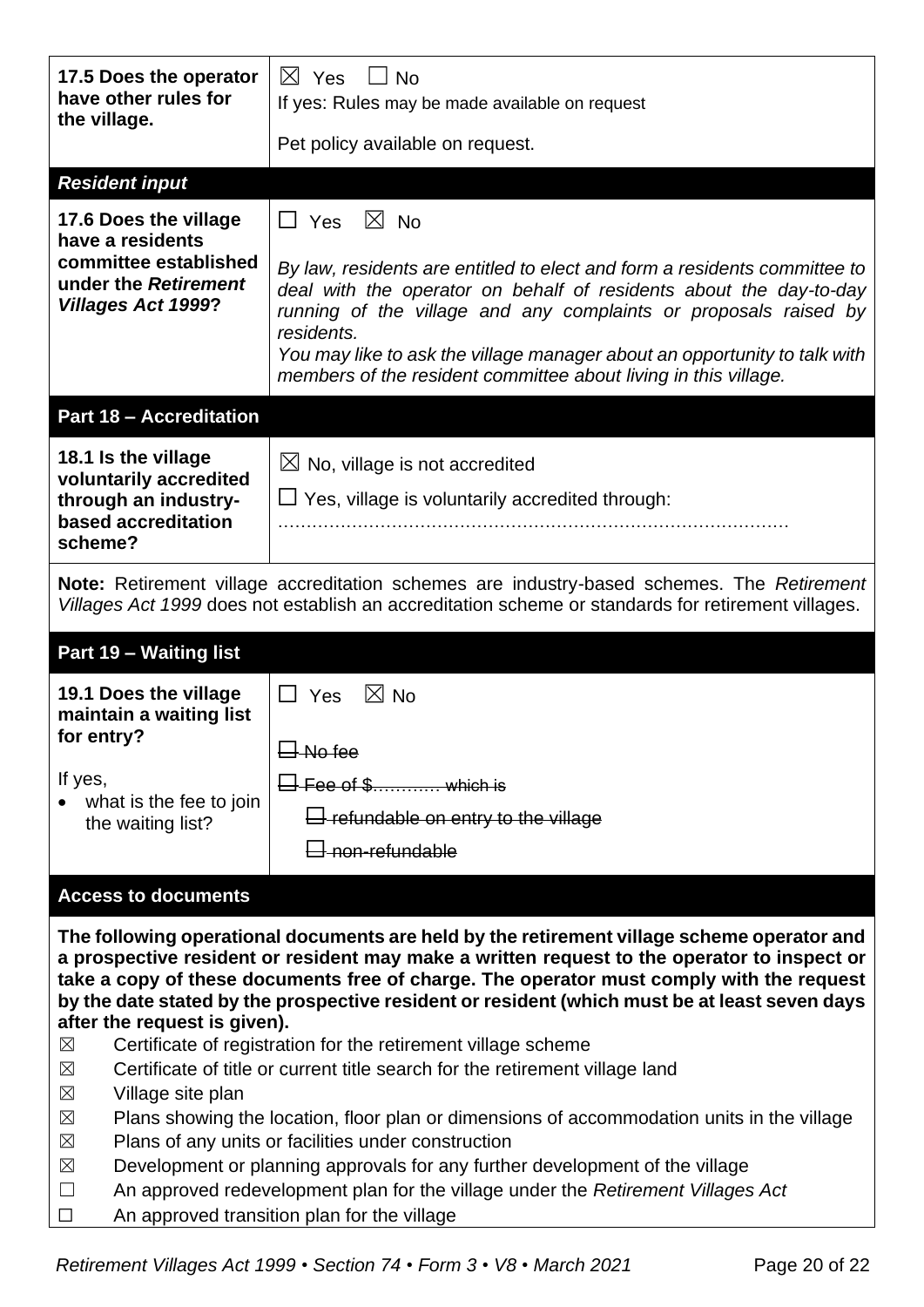| | |
|---|---|
| **17.5 Does the operator have other rules for the village.** | ☒ Yes ☐ No<br>If yes: Rules may be made available on request<br>Pet policy available on request. |
| ***Resident input*** | |
| **17.6 Does the village have a residents committee established under the *Retirement Villages Act 1999*?** | ☐ Yes ☒ No<br>*By law, residents are entitled to elect and form a residents committee to deal with the operator on behalf of residents about the day-to-day running of the village and any complaints or proposals raised by residents.*<br>*You may like to ask the village manager about an opportunity to talk with members of the resident committee about living in this village.* |
| **Part 18 – Accreditation** | |
| **18.1 Is the village voluntarily accredited through an industry-based accreditation scheme?** | ☒ No, village is not accredited<br>☐ Yes, village is voluntarily accredited through:<br>…………………………………………………………………………… |

**Note:** Retirement village accreditation schemes are industry-based schemes. The *Retirement Villages Act 1999* does not establish an accreditation scheme or standards for retirement villages.

| | |
|---|---|
| **Part 19 – Waiting list** | |
| **19.1 Does the village maintain a waiting list for entry?**<br>If yes,<br>• what is the fee to join the waiting list? | ☐ Yes ☒ No<br>~~☐ No fee~~<br>~~☐ Fee of $………… which is~~<br>~~☐ refundable on entry to the village~~<br>~~☐ non-refundable~~ |

**Access to documents**

**The following operational documents are held by the retirement village scheme operator and a prospective resident or resident may make a written request to the operator to inspect or take a copy of these documents free of charge. The operator must comply with the request by the date stated by the prospective resident or resident (which must be at least seven days after the request is given).**

☒ Certificate of registration for the retirement village scheme
☒ Certificate of title or current title search for the retirement village land
☒ Village site plan
☒ Plans showing the location, floor plan or dimensions of accommodation units in the village
☒ Plans of any units or facilities under construction
☒ Development or planning approvals for any further development of the village
☐ An approved redevelopment plan for the village under the *Retirement Villages Act*
☐ An approved transition plan for the village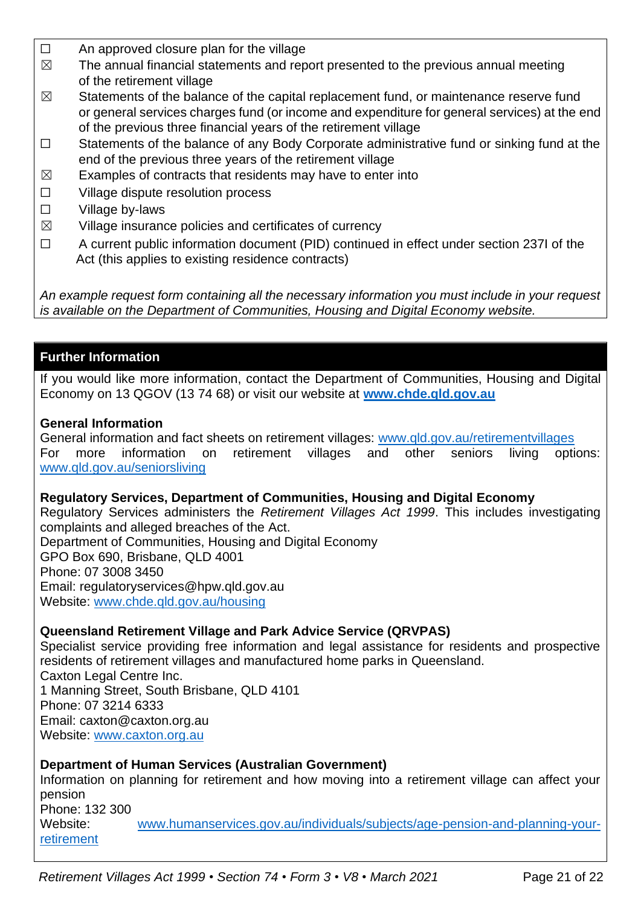- ☐ An approved closure plan for the village
- ☒ The annual financial statements and report presented to the previous annual meeting of the retirement village
- ☒ Statements of the balance of the capital replacement fund, or maintenance reserve fund or general services charges fund (or income and expenditure for general services) at the end of the previous three financial years of the retirement village
- ☐ Statements of the balance of any Body Corporate administrative fund or sinking fund at the end of the previous three years of the retirement village
- ☒ Examples of contracts that residents may have to enter into
- ☐ Village dispute resolution process
- ☐ Village by-laws
- ☒ Village insurance policies and certificates of currency
- ☐ A current public information document (PID) continued in effect under section 237I of the Act (this applies to existing residence contracts)

*An example request form containing all the necessary information you must include in your request is available on the Department of Communities, Housing and Digital Economy website.*

## Further Information

If you would like more information, contact the Department of Communities, Housing and Digital Economy on 13 QGOV (13 74 68) or visit our website at **www.chde.qld.gov.au**

**General Information**
General information and fact sheets on retirement villages: www.qld.gov.au/retirementvillages
For more information on retirement villages and other seniors living options: www.qld.gov.au/seniorsliving

**Regulatory Services, Department of Communities, Housing and Digital Economy**
Regulatory Services administers the *Retirement Villages Act 1999*. This includes investigating complaints and alleged breaches of the Act.
Department of Communities, Housing and Digital Economy
GPO Box 690, Brisbane, QLD 4001
Phone: 07 3008 3450
Email: regulatoryservices@hpw.qld.gov.au
Website: www.chde.qld.gov.au/housing

**Queensland Retirement Village and Park Advice Service (QRVPAS)**
Specialist service providing free information and legal assistance for residents and prospective residents of retirement villages and manufactured home parks in Queensland.
Caxton Legal Centre Inc.
1 Manning Street, South Brisbane, QLD 4101
Phone: 07 3214 6333
Email: caxton@caxton.org.au
Website: www.caxton.org.au

**Department of Human Services (Australian Government)**
Information on planning for retirement and how moving into a retirement village can affect your pension
Phone: 132 300
Website: www.humanservices.gov.au/individuals/subjects/age-pension-and-planning-your-retirement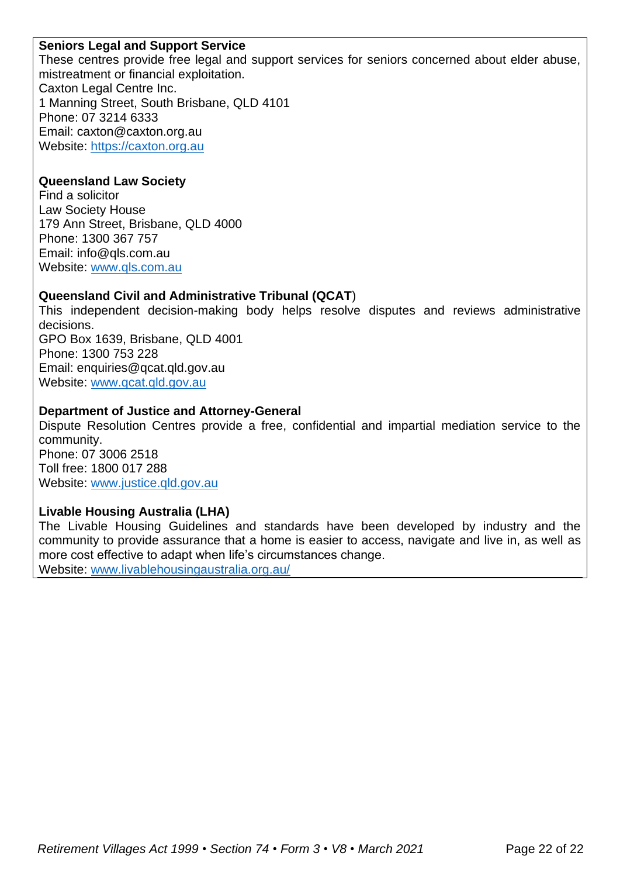**Seniors Legal and Support Service**
These centres provide free legal and support services for seniors concerned about elder abuse, mistreatment or financial exploitation.
Caxton Legal Centre Inc.
1 Manning Street, South Brisbane, QLD 4101
Phone: 07 3214 6333
Email: caxton@caxton.org.au
Website: https://caxton.org.au

**Queensland Law Society**
Find a solicitor
Law Society House
179 Ann Street, Brisbane, QLD 4000
Phone: 1300 367 757
Email: info@qls.com.au
Website: www.qls.com.au

**Queensland Civil and Administrative Tribunal (QCAT**)
This independent decision-making body helps resolve disputes and reviews administrative decisions.
GPO Box 1639, Brisbane, QLD 4001
Phone: 1300 753 228
Email: enquiries@qcat.qld.gov.au
Website: www.qcat.qld.gov.au

**Department of Justice and Attorney-General**
Dispute Resolution Centres provide a free, confidential and impartial mediation service to the community.
Phone: 07 3006 2518
Toll free: 1800 017 288
Website: www.justice.qld.gov.au

**Livable Housing Australia (LHA)**
The Livable Housing Guidelines and standards have been developed by industry and the community to provide assurance that a home is easier to access, navigate and live in, as well as more cost effective to adapt when life's circumstances change.
Website: www.livablehousingaustralia.org.au/